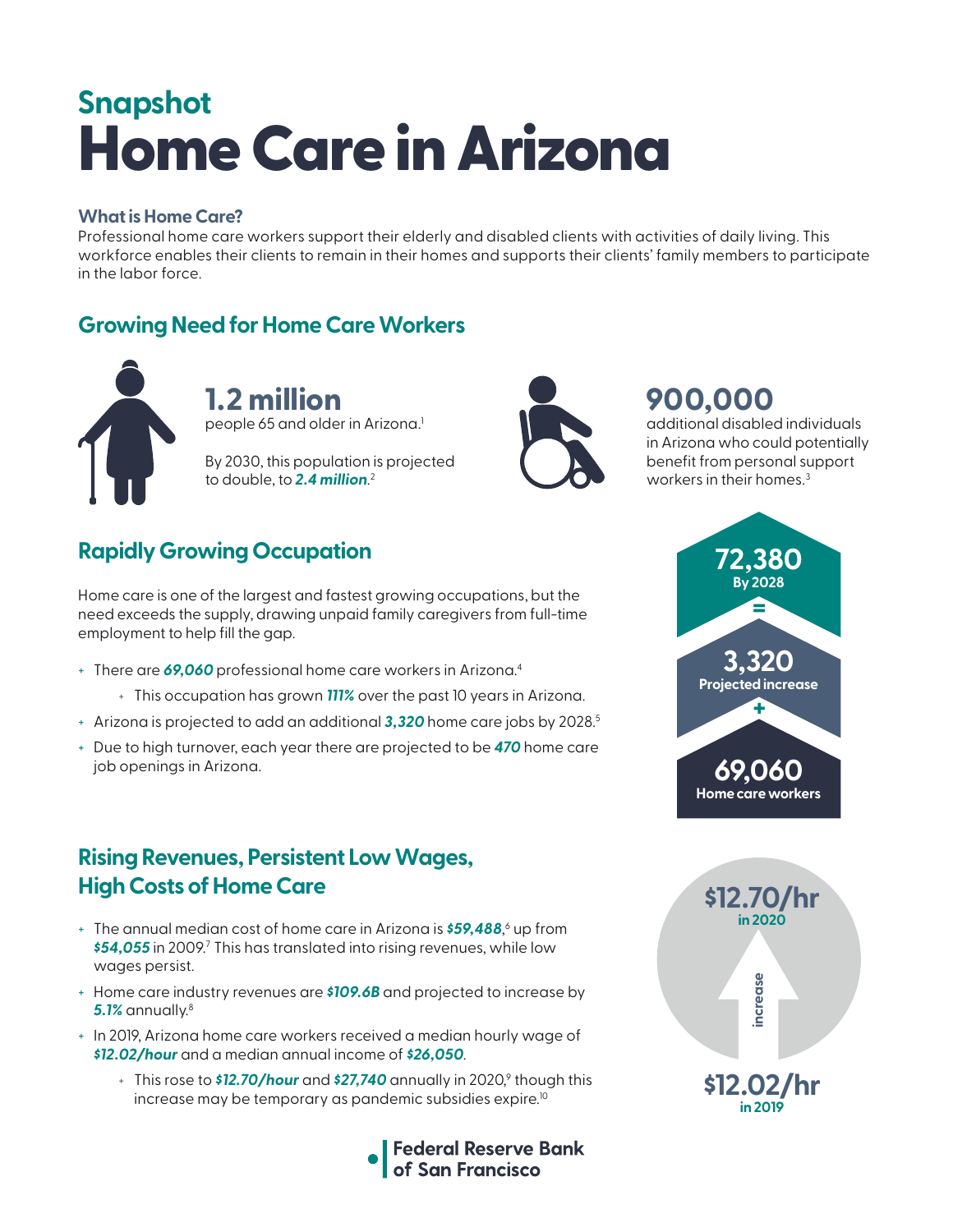## Snapshot

# Home Care in Arizona

### What is Home Care?

Professional home care workers support their elderly and disabled clients with activities of daily living. This workforce enables their clients to remain in their homes and supports their clients' family members to participate in the labor force.

## Growing Need for Home Care Workers

**1.2 million**
people 65 and older in Arizona.[1]

By 2030, this population is projected to double, to ***2.4 million***.[2]

**900,000**
additional disabled individuals in Arizona who could potentially benefit from personal support workers in their homes.[3]

## Rapidly Growing Occupation

Home care is one of the largest and fastest growing occupations, but the need exceeds the supply, drawing unpaid family caregivers from full-time employment to help fill the gap.

- There are ***69,060*** professional home care workers in Arizona.[4]
  - This occupation has grown ***111%*** over the past 10 years in Arizona.
- Arizona is projected to add an additional ***3,320*** home care jobs by 2028.[5]
- Due to high turnover, each year there are projected to be ***470*** home care job openings in Arizona.

**72,380**
By 2028

=

**3,320**
Projected increase

+

**69,060**
Home care workers

## Rising Revenues, Persistent Low Wages, High Costs of Home Care

- The annual median cost of home care in Arizona is ***$59,488***,[6] up from ***$54,055*** in 2009.[7] This has translated into rising revenues, while low wages persist.
- Home care industry revenues are ***$109.6B*** and projected to increase by ***5.1%*** annually.[8]
- In 2019, Arizona home care workers received a median hourly wage of ***$12.02/hour*** and a median annual income of ***$26,050***.
  - This rose to ***$12.70/hour*** and ***$27,740*** annually in 2020,[9] though this increase may be temporary as pandemic subsidies expire.[10]

**$12.70/hr**
in 2020

increase

**$12.02/hr**
in 2019

Federal Reserve Bank of San Francisco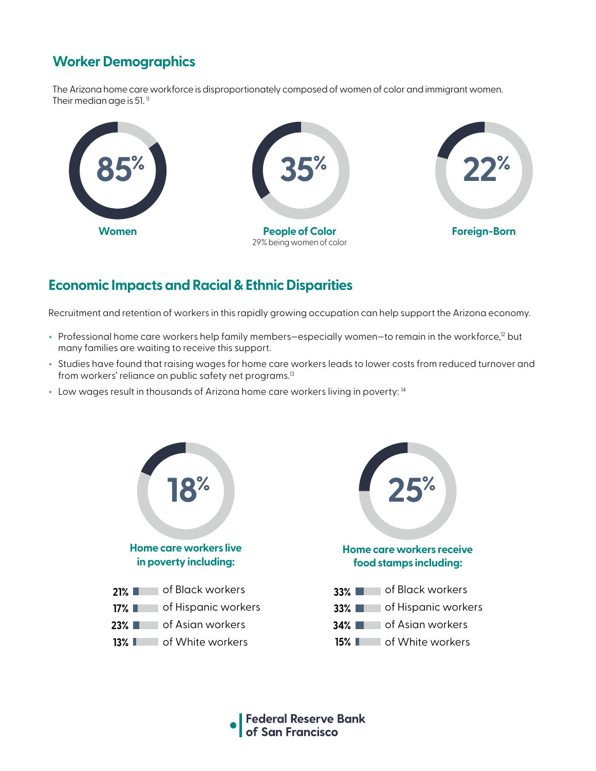## Worker Demographics

The Arizona home care workforce is disproportionately composed of women of color and immigrant women. Their median age is 51.[11]

**85%**
**Women**

**35%**
**People of Color**
29% being women of color

**22%**
**Foreign-Born**

## Economic Impacts and Racial & Ethnic Disparities

Recruitment and retention of workers in this rapidly growing occupation can help support the Arizona economy.

- Professional home care workers help family members—especially women—to remain in the workforce,[12] but many families are waiting to receive this support.
- Studies have found that raising wages for home care workers leads to lower costs from reduced turnover and from workers' reliance on public safety net programs.[13]
- Low wages result in thousands of Arizona home care workers living in poverty: [14]

**18%**
**Home care workers live in poverty including:**

- 21% of Black workers
- 17% of Hispanic workers
- 23% of Asian workers
- 13% of White workers

**25%**
**Home care workers receive food stamps including:**

- 33% of Black workers
- 33% of Hispanic workers
- 34% of Asian workers
- 15% of White workers

Federal Reserve Bank of San Francisco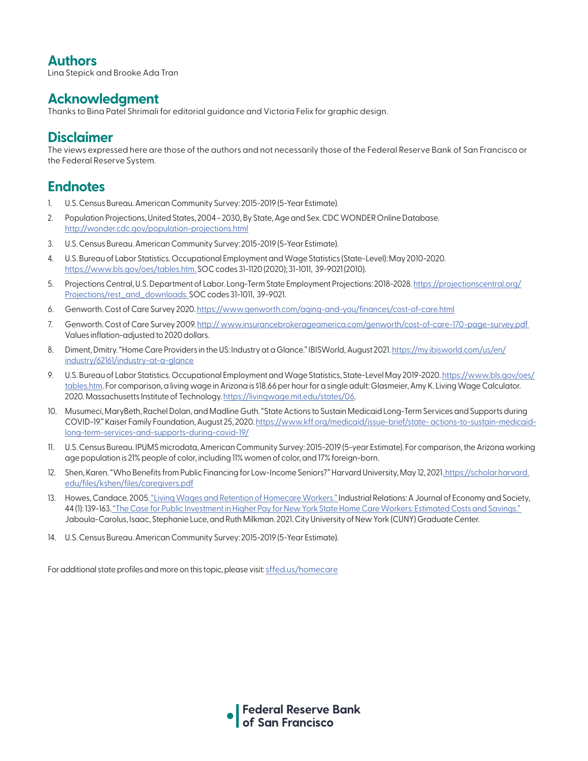## Authors

Lina Stepick and Brooke Ada Tran

## Acknowledgment

Thanks to Bina Patel Shrimali for editorial guidance and Victoria Felix for graphic design.

## Disclaimer

The views expressed here are those of the authors and not necessarily those of the Federal Reserve Bank of San Francisco or the Federal Reserve System.

## Endnotes

1. U.S. Census Bureau. American Community Survey: 2015-2019 (5-Year Estimate).
2. Population Projections, United States, 2004 - 2030, By State, Age and Sex. CDC WONDER Online Database. http://wonder.cdc.gov/population-projections.html
3. U.S. Census Bureau. American Community Survey: 2015-2019 (5-Year Estimate).
4. U.S. Bureau of Labor Statistics. Occupational Employment and Wage Statistics (State-Level): May 2010-2020. https://www.bls.gov/oes/tables.htm. SOC codes 31-1120 (2020); 31-1011, 39-9021 (2010).
5. Projections Central, U.S. Department of Labor. Long-Term State Employment Projections: 2018-2028. https://projectionscentral.org/Projections/rest_and_downloads. SOC codes 31-1011, 39-9021.
6. Genworth. Cost of Care Survey 2020. https://www.genworth.com/aging-and-you/finances/cost-of-care.html
7. Genworth. Cost of Care Survey 2009. http:// www.insurancebrokerageamerica.com/genworth/cost-of-care-170-page-survey.pdf Values inflation-adjusted to 2020 dollars.
8. Diment, Dmitry. "Home Care Providers in the US: Industry at a Glance." IBISWorld, August 2021. https://my.ibisworld.com/us/en/industry/62161/industry-at-a-glance
9. U.S. Bureau of Labor Statistics. Occupational Employment and Wage Statistics, State-Level May 2019-2020. https://www.bls.gov/oes/tables.htm. For comparison, a living wage in Arizona is $18.66 per hour for a single adult: Glasmeier, Amy K. Living Wage Calculator. 2020. Massachusetts Institute of Technology. https://livingwage.mit.edu/states/06.
10. Musumeci, MaryBeth, Rachel Dolan, and Madline Guth. "State Actions to Sustain Medicaid Long-Term Services and Supports during COVID-19." Kaiser Family Foundation, August 25, 2020. https://www.kff.org/medicaid/issue-brief/state- actions-to-sustain-medicaid-long-term-services-and-supports-during-covid-19/
11. U.S. Census Bureau. IPUMS microdata, American Community Survey: 2015-2019 (5-year Estimate). For comparison, the Arizona working age population is 21% people of color, including 11% women of color, and 17% foreign-born.
12. Shen, Karen. "Who Benefits from Public Financing for Low-Income Seniors?" Harvard University, May 12, 2021. https://scholar.harvard.edu/files/kshen/files/caregivers.pdf
13. Howes, Candace. 2005. "Living Wages and Retention of Homecare Workers." Industrial Relations: A Journal of Economy and Society, 44 (1): 139-163. "The Case for Public Investment in Higher Pay for New York State Home Care Workers: Estimated Costs and Savings." Jaboula-Carolus, Isaac, Stephanie Luce, and Ruth Milkman. 2021. City University of New York (CUNY) Graduate Center.
14. U.S. Census Bureau. American Community Survey: 2015-2019 (5-Year Estimate).

For additional state profiles and more on this topic, please visit: sffed.us/homecare

Federal Reserve Bank of San Francisco